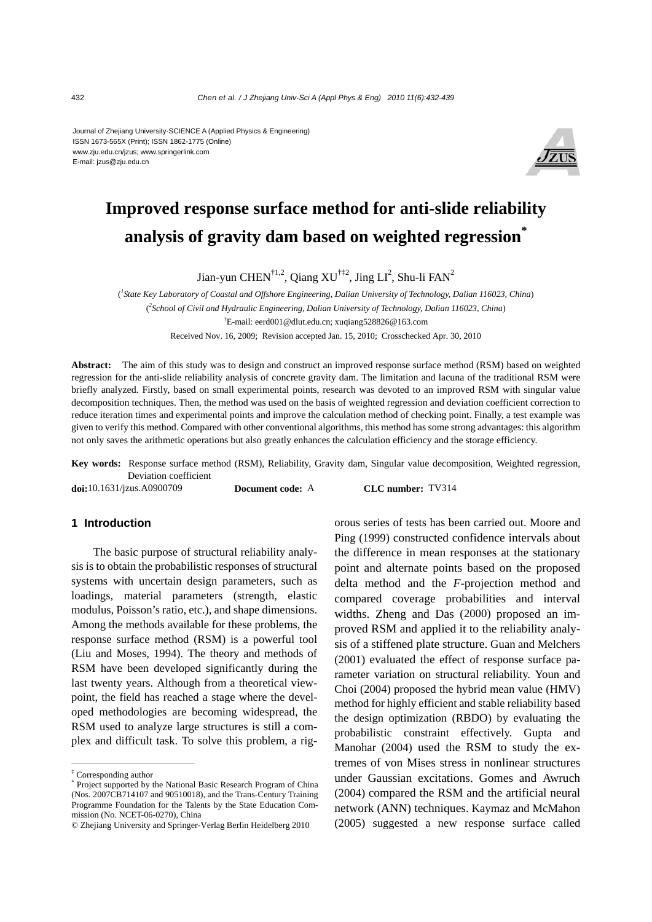Journal of Zhejiang University-SCIENCE A (Applied Physics & Engineering)
ISSN 1673-565X (Print); ISSN 1862-1775 (Online)
www.zju.edu.cn/jzus; www.springerlink.com
E-mail: jzus@zju.edu.cn

# Improved response surface method for anti-slide reliability analysis of gravity dam based on weighted regression[*]

Jian-yun CHEN[†1,2], Qiang XU[†‡2], Jing LI[2], Shu-li FAN[2]

([1]State Key Laboratory of Coastal and Offshore Engineering, Dalian University of Technology, Dalian 116023, China)

([2]School of Civil and Hydraulic Engineering, Dalian University of Technology, Dalian 116023, China)

[†]E-mail: eerd001@dlut.edu.cn; xuqiang528826@163.com

Received Nov. 16, 2009; Revision accepted Jan. 15, 2010; Crosschecked Apr. 30, 2010

**Abstract:** The aim of this study was to design and construct an improved response surface method (RSM) based on weighted regression for the anti-slide reliability analysis of concrete gravity dam. The limitation and lacuna of the traditional RSM were briefly analyzed. Firstly, based on small experimental points, research was devoted to an improved RSM with singular value decomposition techniques. Then, the method was used on the basis of weighted regression and deviation coefficient correction to reduce iteration times and experimental points and improve the calculation method of checking point. Finally, a test example was given to verify this method. Compared with other conventional algorithms, this method has some strong advantages: this algorithm not only saves the arithmetic operations but also greatly enhances the calculation efficiency and the storage efficiency.

**Key words:** Response surface method (RSM), Reliability, Gravity dam, Singular value decomposition, Weighted regression, Deviation coefficient

**doi:**10.1631/jzus.A0900709 **Document code:** A **CLC number:** TV314

## 1 Introduction

The basic purpose of structural reliability analysis is to obtain the probabilistic responses of structural systems with uncertain design parameters, such as loadings, material parameters (strength, elastic modulus, Poisson's ratio, etc.), and shape dimensions. Among the methods available for these problems, the response surface method (RSM) is a powerful tool (Liu and Moses, 1994). The theory and methods of RSM have been developed significantly during the last twenty years. Although from a theoretical viewpoint, the field has reached a stage where the developed methodologies are becoming widespread, the RSM used to analyze large structures is still a complex and difficult task. To solve this problem, a rigorous series of tests has been carried out. Moore and Ping (1999) constructed confidence intervals about the difference in mean responses at the stationary point and alternate points based on the proposed delta method and the *F*-projection method and compared coverage probabilities and interval widths. Zheng and Das (2000) proposed an improved RSM and applied it to the reliability analysis of a stiffened plate structure. Guan and Melchers (2001) evaluated the effect of response surface parameter variation on structural reliability. Youn and Choi (2004) proposed the hybrid mean value (HMV) method for highly efficient and stable reliability based the design optimization (RBDO) by evaluating the probabilistic constraint effectively. Gupta and Manohar (2004) used the RSM to study the extremes of von Mises stress in nonlinear structures under Gaussian excitations. Gomes and Awruch (2004) compared the RSM and the artificial neural network (ANN) techniques. Kaymaz and McMahon (2005) suggested a new response surface called

---

[‡] Corresponding author

[*] Project supported by the National Basic Research Program of China (Nos. 2007CB714107 and 90510018), and the Trans-Century Training Programme Foundation for the Talents by the State Education Commission (No. NCET-06-0270), China

© Zhejiang University and Springer-Verlag Berlin Heidelberg 2010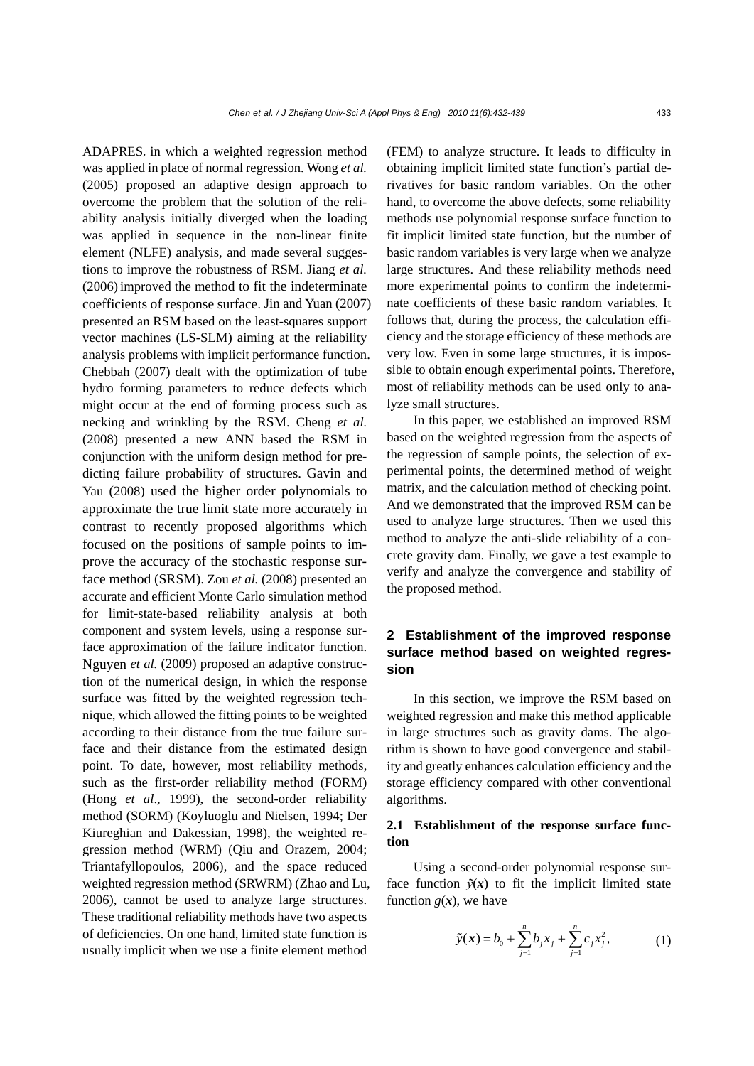ADAPRES, in which a weighted regression method was applied in place of normal regression. Wong *et al.* (2005) proposed an adaptive design approach to overcome the problem that the solution of the reliability analysis initially diverged when the loading was applied in sequence in the non-linear finite element (NLFE) analysis, and made several suggestions to improve the robustness of RSM. Jiang *et al.* (2006) improved the method to fit the indeterminate coefficients of response surface. Jin and Yuan (2007) presented an RSM based on the least-squares support vector machines (LS-SLM) aiming at the reliability analysis problems with implicit performance function. Chebbah (2007) dealt with the optimization of tube hydro forming parameters to reduce defects which might occur at the end of forming process such as necking and wrinkling by the RSM. Cheng *et al.* (2008) presented a new ANN based the RSM in conjunction with the uniform design method for predicting failure probability of structures. Gavin and Yau (2008) used the higher order polynomials to approximate the true limit state more accurately in contrast to recently proposed algorithms which focused on the positions of sample points to improve the accuracy of the stochastic response surface method (SRSM). Zou *et al.* (2008) presented an accurate and efficient Monte Carlo simulation method for limit-state-based reliability analysis at both component and system levels, using a response surface approximation of the failure indicator function. Nguyen *et al.* (2009) proposed an adaptive construction of the numerical design, in which the response surface was fitted by the weighted regression technique, which allowed the fitting points to be weighted according to their distance from the true failure surface and their distance from the estimated design point. To date, however, most reliability methods, such as the first-order reliability method (FORM) (Hong *et al*., 1999), the second-order reliability method (SORM) (Koyluoglu and Nielsen, 1994; Der Kiureghian and Dakessian, 1998), the weighted regression method (WRM) (Qiu and Orazem, 2004; Triantafyllopoulos, 2006), and the space reduced weighted regression method (SRWRM) (Zhao and Lu, 2006), cannot be used to analyze large structures. These traditional reliability methods have two aspects of deficiencies. On one hand, limited state function is usually implicit when we use a finite element method (FEM) to analyze structure. It leads to difficulty in obtaining implicit limited state function's partial derivatives for basic random variables. On the other hand, to overcome the above defects, some reliability methods use polynomial response surface function to fit implicit limited state function, but the number of basic random variables is very large when we analyze large structures. And these reliability methods need more experimental points to confirm the indeterminate coefficients of these basic random variables. It follows that, during the process, the calculation efficiency and the storage efficiency of these methods are very low. Even in some large structures, it is impossible to obtain enough experimental points. Therefore, most of reliability methods can be used only to analyze small structures.

In this paper, we established an improved RSM based on the weighted regression from the aspects of the regression of sample points, the selection of experimental points, the determined method of weight matrix, and the calculation method of checking point. And we demonstrated that the improved RSM can be used to analyze large structures. Then we used this method to analyze the anti-slide reliability of a concrete gravity dam. Finally, we gave a test example to verify and analyze the convergence and stability of the proposed method.

## 2 Establishment of the improved response surface method based on weighted regression

In this section, we improve the RSM based on weighted regression and make this method applicable in large structures such as gravity dams. The algorithm is shown to have good convergence and stability and greatly enhances calculation efficiency and the storage efficiency compared with other conventional algorithms.

### 2.1 Establishment of the response surface function

Using a second-order polynomial response surface function $\tilde{y}(\boldsymbol{x})$ to fit the implicit limited state function $g(\boldsymbol{x})$, we have

$$\tilde{y}(\boldsymbol{x}) = b_0 + \sum_{j=1}^{n} b_j x_j + \sum_{j=1}^{n} c_j x_j^2, \tag{1}$$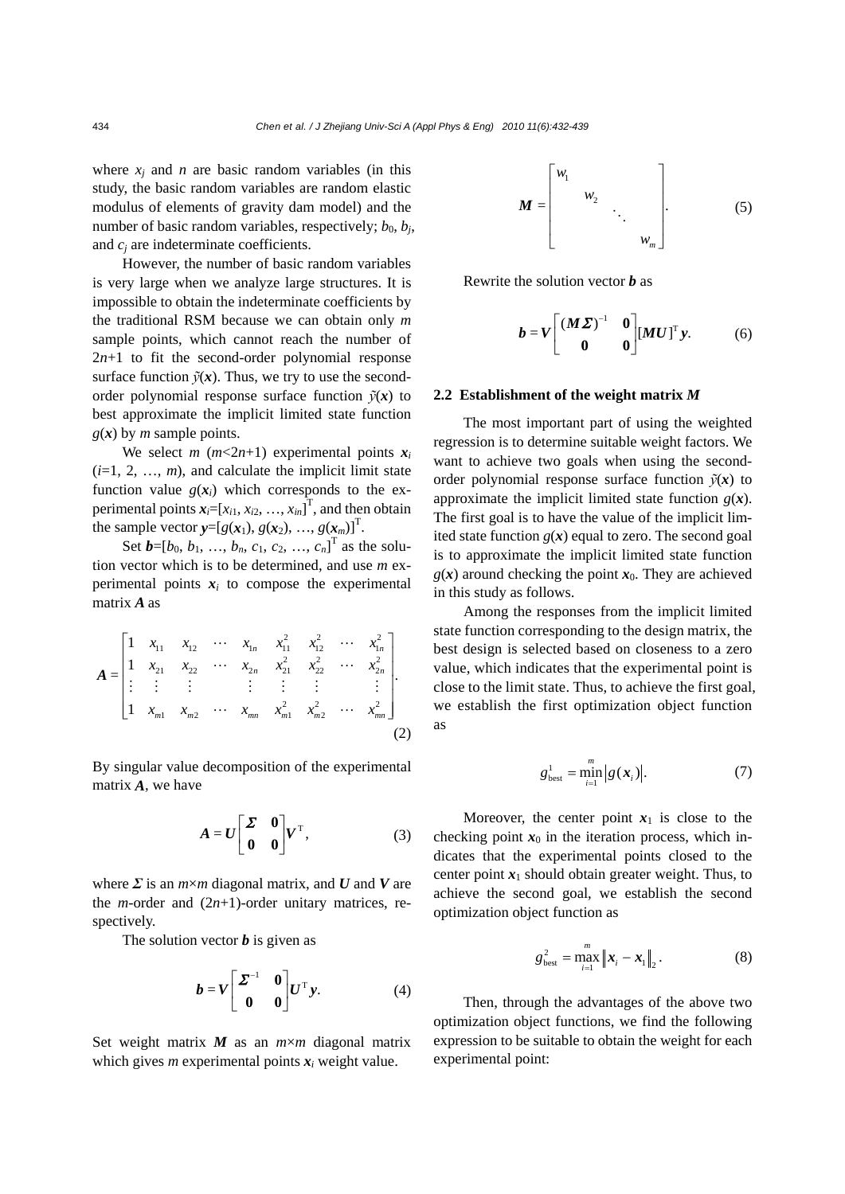where $x_j$ and $n$ are basic random variables (in this study, the basic random variables are random elastic modulus of elements of gravity dam model) and the number of basic random variables, respectively; $b_0$, $b_j$, and $c_j$ are indeterminate coefficients.

However, the number of basic random variables is very large when we analyze large structures. It is impossible to obtain the indeterminate coefficients by the traditional RSM because we can obtain only $m$ sample points, which cannot reach the number of $2n+1$ to fit the second-order polynomial response surface function $\tilde{y}(\boldsymbol{x})$. Thus, we try to use the second-order polynomial response surface function $\tilde{y}(\boldsymbol{x})$ to best approximate the implicit limited state function $g(\boldsymbol{x})$ by $m$ sample points.

We select $m$ ($m<2n+1$) experimental points $\boldsymbol{x}_i$ ($i=1, 2, \ldots, m$), and calculate the implicit limit state function value $g(\boldsymbol{x}_i)$ which corresponds to the experimental points $\boldsymbol{x}_i=[x_{i1}, x_{i2}, \ldots, x_{in}]^{\mathrm{T}}$, and then obtain the sample vector $\boldsymbol{y}=[g(\boldsymbol{x}_1), g(\boldsymbol{x}_2), \ldots, g(\boldsymbol{x}_m)]^{\mathrm{T}}$.

Set $\boldsymbol{b}=[b_0, b_1, \ldots, b_n, c_1, c_2, \ldots, c_n]^{\mathrm{T}}$ as the solution vector which is to be determined, and use $m$ experimental points $\boldsymbol{x}_i$ to compose the experimental matrix $\boldsymbol{A}$ as

$$
\boldsymbol{A}=\begin{bmatrix} 1 & x_{11} & x_{12} & \cdots & x_{1n} & x_{11}^2 & x_{12}^2 & \cdots & x_{1n}^2 \\ 1 & x_{21} & x_{22} & \cdots & x_{2n} & x_{21}^2 & x_{22}^2 & \cdots & x_{2n}^2 \\ \vdots & \vdots & \vdots & & \vdots & \vdots & \vdots & & \vdots \\ 1 & x_{m1} & x_{m2} & \cdots & x_{mn} & x_{m1}^2 & x_{m2}^2 & \cdots & x_{mn}^2 \end{bmatrix}. \tag{2}
$$

By singular value decomposition of the experimental matrix $\boldsymbol{A}$, we have

$$
\boldsymbol{A}=\boldsymbol{U}\begin{bmatrix} \boldsymbol{\Sigma} & \boldsymbol{0} \\ \boldsymbol{0} & \boldsymbol{0} \end{bmatrix}\boldsymbol{V}^{\mathrm{T}}, \tag{3}
$$

where $\boldsymbol{\Sigma}$ is an $m\times m$ diagonal matrix, and $\boldsymbol{U}$ and $\boldsymbol{V}$ are the $m$-order and $(2n+1)$-order unitary matrices, respectively.

The solution vector $\boldsymbol{b}$ is given as

$$
\boldsymbol{b}=\boldsymbol{V}\begin{bmatrix} \boldsymbol{\Sigma}^{-1} & \boldsymbol{0} \\ \boldsymbol{0} & \boldsymbol{0} \end{bmatrix}\boldsymbol{U}^{\mathrm{T}}\boldsymbol{y}. \tag{4}
$$

Set weight matrix $\boldsymbol{M}$ as an $m\times m$ diagonal matrix which gives $m$ experimental points $\boldsymbol{x}_i$ weight value.

$$
\boldsymbol{M}=\begin{bmatrix} w_1 & & & \\ & w_2 & & \\ & & \ddots & \\ & & & w_m \end{bmatrix}. \tag{5}
$$

Rewrite the solution vector $\boldsymbol{b}$ as

$$
\boldsymbol{b}=\boldsymbol{V}\begin{bmatrix} (\boldsymbol{M\Sigma})^{-1} & \boldsymbol{0} \\ \boldsymbol{0} & \boldsymbol{0} \end{bmatrix}[\boldsymbol{MU}]^{\mathrm{T}}\boldsymbol{y}. \tag{6}
$$

### 2.2 Establishment of the weight matrix $\boldsymbol{M}$

The most important part of using the weighted regression is to determine suitable weight factors. We want to achieve two goals when using the second-order polynomial response surface function $\tilde{y}(\boldsymbol{x})$ to approximate the implicit limited state function $g(\boldsymbol{x})$. The first goal is to have the value of the implicit limited state function $g(\boldsymbol{x})$ equal to zero. The second goal is to approximate the implicit limited state function $g(\boldsymbol{x})$ around checking the point $\boldsymbol{x}_0$. They are achieved in this study as follows.

Among the responses from the implicit limited state function corresponding to the design matrix, the best design is selected based on closeness to a zero value, which indicates that the experimental point is close to the limit state. Thus, to achieve the first goal, we establish the first optimization object function as

$$
g_{\text{best}}^{1}=\min_{i=1}^{m}\left|g(\boldsymbol{x}_i)\right|. \tag{7}
$$

Moreover, the center point $\boldsymbol{x}_1$ is close to the checking point $\boldsymbol{x}_0$ in the iteration process, which indicates that the experimental points closed to the center point $\boldsymbol{x}_1$ should obtain greater weight. Thus, to achieve the second goal, we establish the second optimization object function as

$$
g_{\text{best}}^{2}=\max_{i=1}^{m}\left\|\boldsymbol{x}_i-\boldsymbol{x}_1\right\|_2. \tag{8}
$$

Then, through the advantages of the above two optimization object functions, we find the following expression to be suitable to obtain the weight for each experimental point: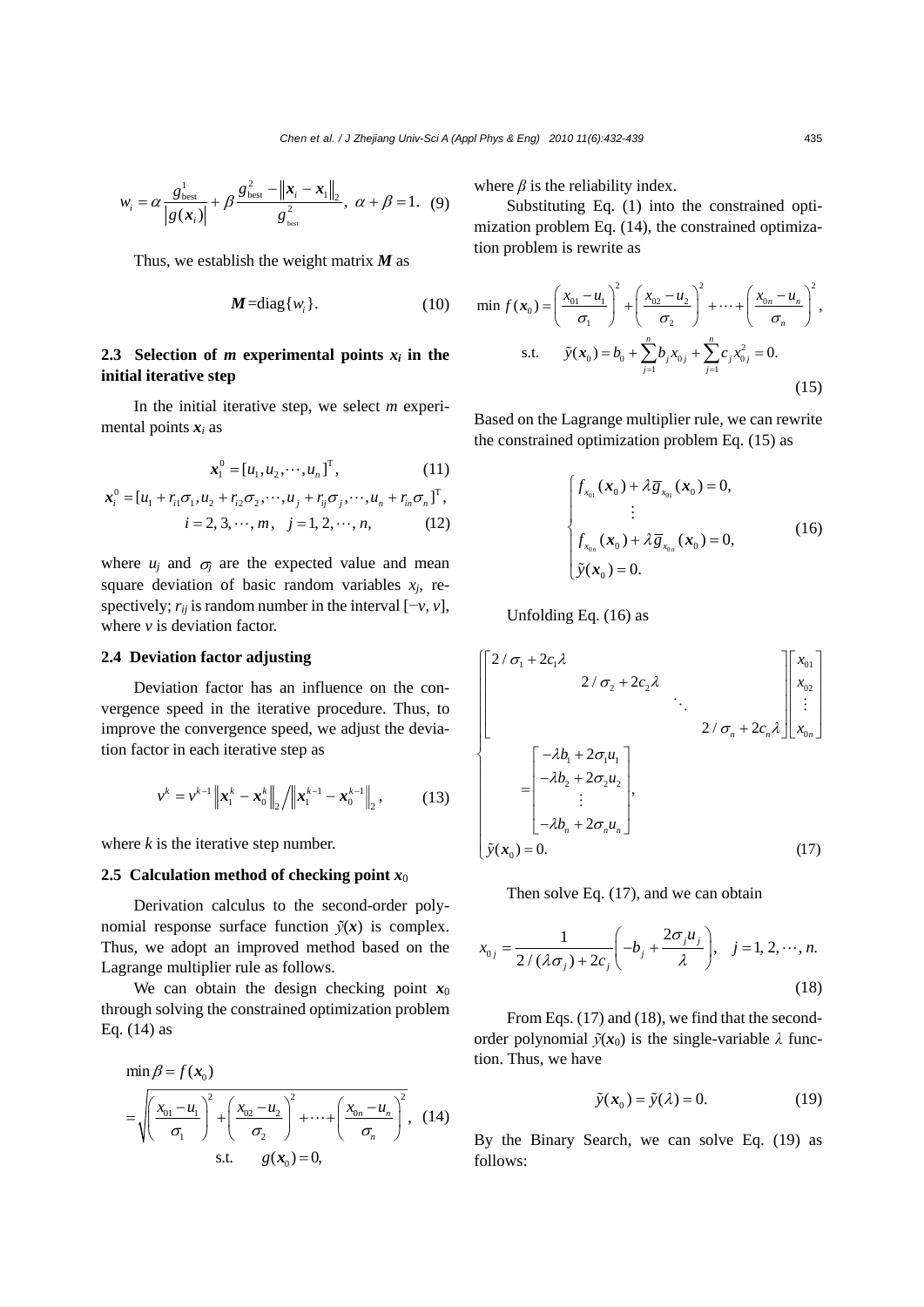$$w_i = \alpha \frac{g_{\text{best}}^1}{\left| g(\boldsymbol{x}_i) \right|} + \beta \frac{g_{\text{best}}^2 - \left\| \boldsymbol{x}_i - \boldsymbol{x}_1 \right\|_2}{g_{\text{best}}^2}, \ \alpha + \beta = 1. \quad (9)$$

Thus, we establish the weight matrix $\boldsymbol{M}$ as

$$\boldsymbol{M} = \text{diag}\{w_i\}. \quad (10)$$

### 2.3 Selection of $m$ experimental points $x_i$ in the initial iterative step

In the initial iterative step, we select $m$ experimental points $\boldsymbol{x}_i$ as

$$\boldsymbol{x}_1^0 = [u_1, u_2, \cdots, u_n]^{\text{T}}, \quad (11)$$

$$\boldsymbol{x}_i^0 = [u_1 + r_{i1}\sigma_1, u_2 + r_{i2}\sigma_2, \cdots, u_j + r_{ij}\sigma_j, \cdots, u_n + r_{in}\sigma_n]^{\text{T}},$$
$$i = 2, 3, \cdots, m, \quad j = 1, 2, \cdots, n, \quad (12)$$

where $u_j$ and $\sigma_j$ are the expected value and mean square deviation of basic random variables $x_j$, respectively; $r_{ij}$ is random number in the interval $[-v, v]$, where $v$ is deviation factor.

### 2.4 Deviation factor adjusting

Deviation factor has an influence on the convergence speed in the iterative procedure. Thus, to improve the convergence speed, we adjust the deviation factor in each iterative step as

$$v^k = v^{k-1} \left\| \boldsymbol{x}_1^k - \boldsymbol{x}_0^k \right\|_2 \Big/ \left\| \boldsymbol{x}_1^{k-1} - \boldsymbol{x}_0^{k-1} \right\|_2, \quad (13)$$

where $k$ is the iterative step number.

### 2.5 Calculation method of checking point $x_0$

Derivation calculus to the second-order polynomial response surface function $\tilde{y}(\boldsymbol{x})$ is complex. Thus, we adopt an improved method based on the Lagrange multiplier rule as follows.

We can obtain the design checking point $\boldsymbol{x}_0$ through solving the constrained optimization problem Eq. (14) as

$$\min \beta = f(\boldsymbol{x}_0)$$
$$= \sqrt{\left(\frac{x_{01} - u_1}{\sigma_1}\right)^2 + \left(\frac{x_{02} - u_2}{\sigma_2}\right)^2 + \cdots + \left(\frac{x_{0n} - u_n}{\sigma_n}\right)^2}, \quad (14)$$
$$\text{s.t.} \quad g(\boldsymbol{x}_0) = 0,$$

where $\beta$ is the reliability index.

Substituting Eq. (1) into the constrained optimization problem Eq. (14), the constrained optimization problem is rewrite as

$$\min f(\boldsymbol{x}_0) = \left(\frac{x_{01} - u_1}{\sigma_1}\right)^2 + \left(\frac{x_{02} - u_2}{\sigma_2}\right)^2 + \cdots + \left(\frac{x_{0n} - u_n}{\sigma_n}\right)^2,$$
$$\text{s.t.} \quad \tilde{y}(\boldsymbol{x}_0) = b_0 + \sum_{j=1}^{n} b_j x_{0j} + \sum_{j=1}^{n} c_j x_{0j}^2 = 0. \quad (15)$$

Based on the Lagrange multiplier rule, we can rewrite the constrained optimization problem Eq. (15) as

$$\begin{cases} f_{x_{01}}(\boldsymbol{x}_0) + \lambda \bar{g}_{x_{01}}(\boldsymbol{x}_0) = 0, \\ \quad \vdots \\ f_{x_{0n}}(\boldsymbol{x}_0) + \lambda \bar{g}_{x_{0n}}(\boldsymbol{x}_0) = 0, \\ \tilde{y}(\boldsymbol{x}_0) = 0. \end{cases} \quad (16)$$

Unfolding Eq. (16) as

$$\begin{cases} \begin{bmatrix} 2/\sigma_1 + 2c_1\lambda & & & \\ & 2/\sigma_2 + 2c_2\lambda & & \\ & & \ddots & \\ & & & 2/\sigma_n + 2c_n\lambda \end{bmatrix} \begin{bmatrix} x_{01} \\ x_{02} \\ \vdots \\ x_{0n} \end{bmatrix} \\ \quad = \begin{bmatrix} -\lambda b_1 + 2\sigma_1 u_1 \\ -\lambda b_2 + 2\sigma_2 u_2 \\ \vdots \\ -\lambda b_n + 2\sigma_n u_n \end{bmatrix}, \\ \tilde{y}(\boldsymbol{x}_0) = 0. \end{cases} \quad (17)$$

Then solve Eq. (17), and we can obtain

$$x_{0j} = \frac{1}{2/(\lambda\sigma_j) + 2c_j}\left(-b_j + \frac{2\sigma_j u_j}{\lambda}\right), \quad j = 1, 2, \cdots, n. \quad (18)$$

From Eqs. (17) and (18), we find that the second-order polynomial $\tilde{y}(\boldsymbol{x}_0)$ is the single-variable $\lambda$ function. Thus, we have

$$\tilde{y}(\boldsymbol{x}_0) = \tilde{y}(\lambda) = 0. \quad (19)$$

By the Binary Search, we can solve Eq. (19) as follows: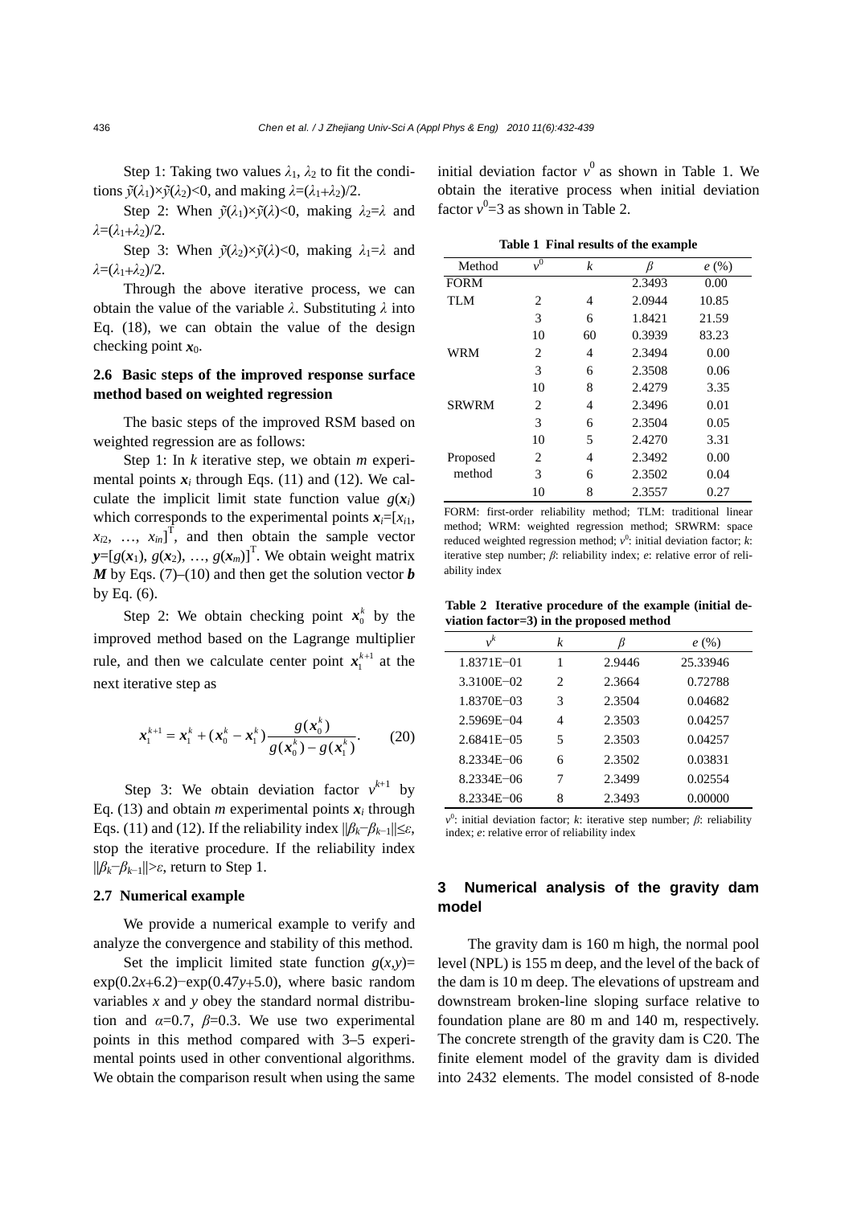Step 1: Taking two values $\lambda_1$, $\lambda_2$ to fit the conditions $\tilde{y}(\lambda_1)\times\tilde{y}(\lambda_2)<0$, and making $\lambda=(\lambda_1+\lambda_2)/2$.

Step 2: When $\tilde{y}(\lambda_1)\times\tilde{y}(\lambda)<0$, making $\lambda_2=\lambda$ and $\lambda=(\lambda_1+\lambda_2)/2$.

Step 3: When $\tilde{y}(\lambda_2)\times\tilde{y}(\lambda)<0$, making $\lambda_1=\lambda$ and $\lambda=(\lambda_1+\lambda_2)/2$.

Through the above iterative process, we can obtain the value of the variable $\lambda$. Substituting $\lambda$ into Eq. (18), we can obtain the value of the design checking point $\boldsymbol{x}_0$.

### 2.6 Basic steps of the improved response surface method based on weighted regression

The basic steps of the improved RSM based on weighted regression are as follows:

Step 1: In $k$ iterative step, we obtain $m$ experimental points $\boldsymbol{x}_i$ through Eqs. (11) and (12). We calculate the implicit limit state function value $g(\boldsymbol{x}_i)$ which corresponds to the experimental points $\boldsymbol{x}_i=[x_{i1}, x_{i2}, \ldots, x_{in}]^{\mathrm{T}}$, and then obtain the sample vector $\boldsymbol{y}=[g(\boldsymbol{x}_1), g(\boldsymbol{x}_2), \ldots, g(\boldsymbol{x}_m)]^{\mathrm{T}}$. We obtain weight matrix $\boldsymbol{M}$ by Eqs. (7)–(10) and then get the solution vector $\boldsymbol{b}$ by Eq. (6).

Step 2: We obtain checking point $\boldsymbol{x}_0^k$ by the improved method based on the Lagrange multiplier rule, and then we calculate center point $\boldsymbol{x}_1^{k+1}$ at the next iterative step as

$$\boldsymbol{x}_1^{k+1}=\boldsymbol{x}_1^k+(\boldsymbol{x}_0^k-\boldsymbol{x}_1^k)\frac{g(\boldsymbol{x}_0^k)}{g(\boldsymbol{x}_0^k)-g(\boldsymbol{x}_1^k)}. \tag{20}$$

Step 3: We obtain deviation factor $v^{k+1}$ by Eq. (13) and obtain $m$ experimental points $\boldsymbol{x}_i$ through Eqs. (11) and (12). If the reliability index $\|\beta_k-\beta_{k-1}\|\le\varepsilon$, stop the iterative procedure. If the reliability index $\|\beta_k-\beta_{k-1}\|>\varepsilon$, return to Step 1.

### 2.7 Numerical example

We provide a numerical example to verify and analyze the convergence and stability of this method.

Set the implicit limited state function $g(x,y)=\exp(0.2x+6.2)-\exp(0.47y+5.0)$, where basic random variables $x$ and $y$ obey the standard normal distribution and $\alpha=0.7$, $\beta=0.3$. We use two experimental points in this method compared with 3–5 experimental points used in other conventional algorithms. We obtain the comparison result when using the same initial deviation factor $v^0$ as shown in Table 1. We obtain the iterative process when initial deviation factor $v^0=3$ as shown in Table 2.

**Table 1 Final results of the example**

| Method | $v^0$ | $k$ | $\beta$ | $e$ (%) |
|---|---|---|---|---|
| FORM | | | 2.3493 | 0.00 |
| TLM | 2 | 4 | 2.0944 | 10.85 |
| | 3 | 6 | 1.8421 | 21.59 |
| | 10 | 60 | 0.3939 | 83.23 |
| WRM | 2 | 4 | 2.3494 | 0.00 |
| | 3 | 6 | 2.3508 | 0.06 |
| | 10 | 8 | 2.4279 | 3.35 |
| SRWRM | 2 | 4 | 2.3496 | 0.01 |
| | 3 | 6 | 2.3504 | 0.05 |
| | 10 | 5 | 2.4270 | 3.31 |
| Proposed method | 2 | 4 | 2.3492 | 0.00 |
| | 3 | 6 | 2.3502 | 0.04 |
| | 10 | 8 | 2.3557 | 0.27 |

FORM: first-order reliability method; TLM: traditional linear method; WRM: weighted regression method; SRWRM: space reduced weighted regression method; $v^0$: initial deviation factor; $k$: iterative step number; $\beta$: reliability index; $e$: relative error of reliability index

**Table 2 Iterative procedure of the example (initial deviation factor=3) in the proposed method**

| $v^k$ | $k$ | $\beta$ | $e$ (%) |
|---|---|---|---|
| 1.8371E−01 | 1 | 2.9446 | 25.33946 |
| 3.3100E−02 | 2 | 2.3664 | 0.72788 |
| 1.8370E−03 | 3 | 2.3504 | 0.04682 |
| 2.5969E−04 | 4 | 2.3503 | 0.04257 |
| 2.6841E−05 | 5 | 2.3503 | 0.04257 |
| 8.2334E−06 | 6 | 2.3502 | 0.03831 |
| 8.2334E−06 | 7 | 2.3499 | 0.02554 |
| 8.2334E−06 | 8 | 2.3493 | 0.00000 |

$v^0$: initial deviation factor; $k$: iterative step number; $\beta$: reliability index; $e$: relative error of reliability index

## 3 Numerical analysis of the gravity dam model

The gravity dam is 160 m high, the normal pool level (NPL) is 155 m deep, and the level of the back of the dam is 10 m deep. The elevations of upstream and downstream broken-line sloping surface relative to foundation plane are 80 m and 140 m, respectively. The concrete strength of the gravity dam is C20. The finite element model of the gravity dam is divided into 2432 elements. The model consisted of 8-node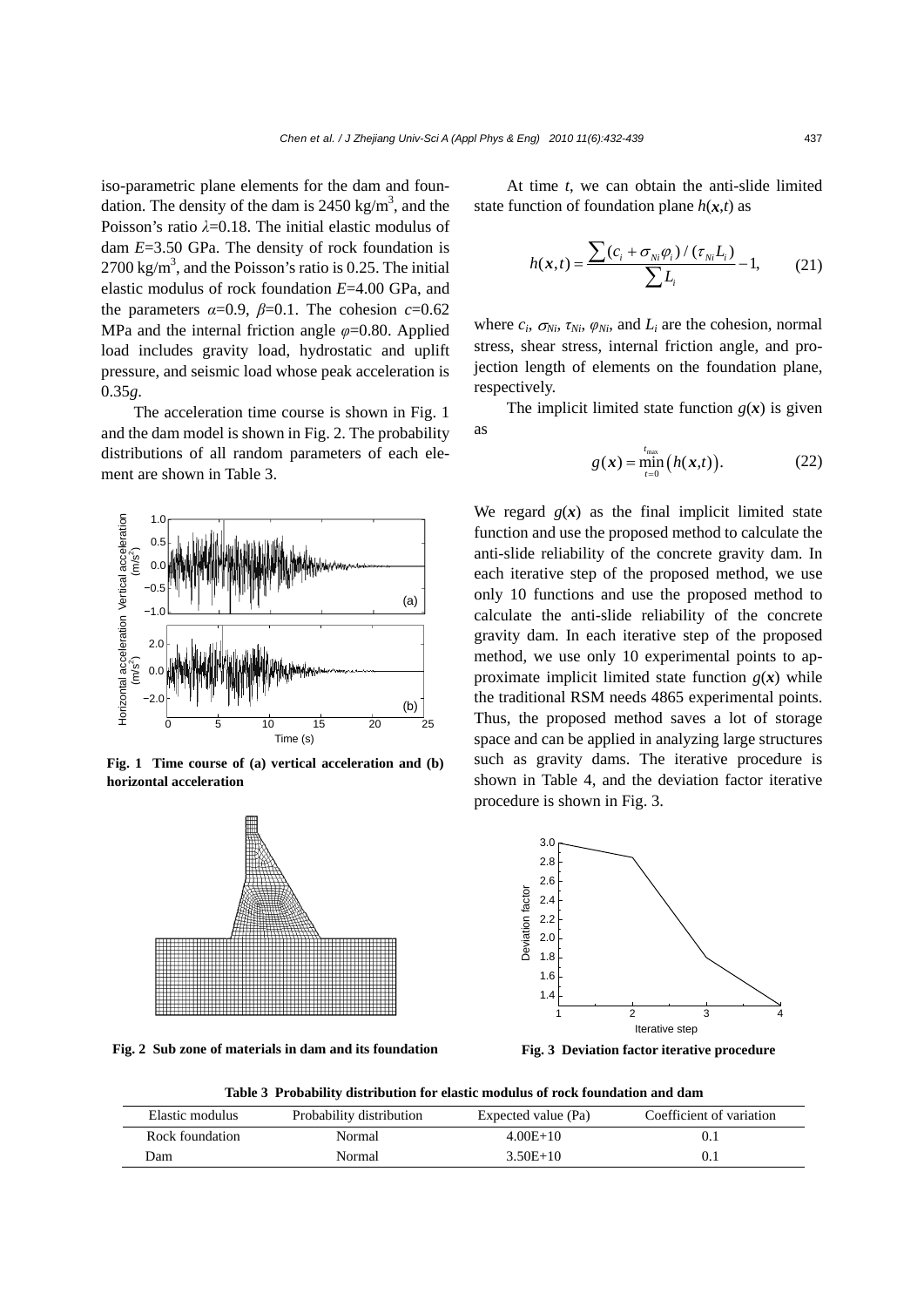iso-parametric plane elements for the dam and foundation. The density of the dam is 2450 kg/m$^3$, and the Poisson's ratio $\lambda$=0.18. The initial elastic modulus of dam $E$=3.50 GPa. The density of rock foundation is 2700 kg/m$^3$, and the Poisson's ratio is 0.25. The initial elastic modulus of rock foundation $E$=4.00 GPa, and the parameters $\alpha$=0.9, $\beta$=0.1. The cohesion $c$=0.62 MPa and the internal friction angle $\varphi$=0.80. Applied load includes gravity load, hydrostatic and uplift pressure, and seismic load whose peak acceleration is 0.35$g$.

The acceleration time course is shown in Fig. 1 and the dam model is shown in Fig. 2. The probability distributions of all random parameters of each element are shown in Table 3.

**Fig. 1 Time course of (a) vertical acceleration and (b) horizontal acceleration**

**Fig. 2 Sub zone of materials in dam and its foundation**

At time $t$, we can obtain the anti-slide limited state function of foundation plane $h(\boldsymbol{x},t)$ as

$$h(\boldsymbol{x},t)=\frac{\sum (c_i+\sigma_{Ni}\varphi_i)/(\tau_{Ni}L_i)}{\sum L_i}-1, \tag{21}$$

where $c_i$, $\sigma_{Ni}$, $\tau_{Ni}$, $\varphi_{Ni}$, and $L_i$ are the cohesion, normal stress, shear stress, internal friction angle, and projection length of elements on the foundation plane, respectively.

The implicit limited state function $g(\boldsymbol{x})$ is given as

$$g(\boldsymbol{x})=\min_{t=0}^{t_{\max}}\big(h(\boldsymbol{x},t)\big). \tag{22}$$

We regard $g(\boldsymbol{x})$ as the final implicit limited state function and use the proposed method to calculate the anti-slide reliability of the concrete gravity dam. In each iterative step of the proposed method, we use only 10 functions and use the proposed method to calculate the anti-slide reliability of the concrete gravity dam. In each iterative step of the proposed method, we use only 10 experimental points to approximate implicit limited state function $g(\boldsymbol{x})$ while the traditional RSM needs 4865 experimental points. Thus, the proposed method saves a lot of storage space and can be applied in analyzing large structures such as gravity dams. The iterative procedure is shown in Table 4, and the deviation factor iterative procedure is shown in Fig. 3.

**Fig. 3 Deviation factor iterative procedure**

**Table 3 Probability distribution for elastic modulus of rock foundation and dam**

| Elastic modulus | Probability distribution | Expected value (Pa) | Coefficient of variation |
|---|---|---|---|
| Rock foundation | Normal | 4.00E+10 | 0.1 |
| Dam | Normal | 3.50E+10 | 0.1 |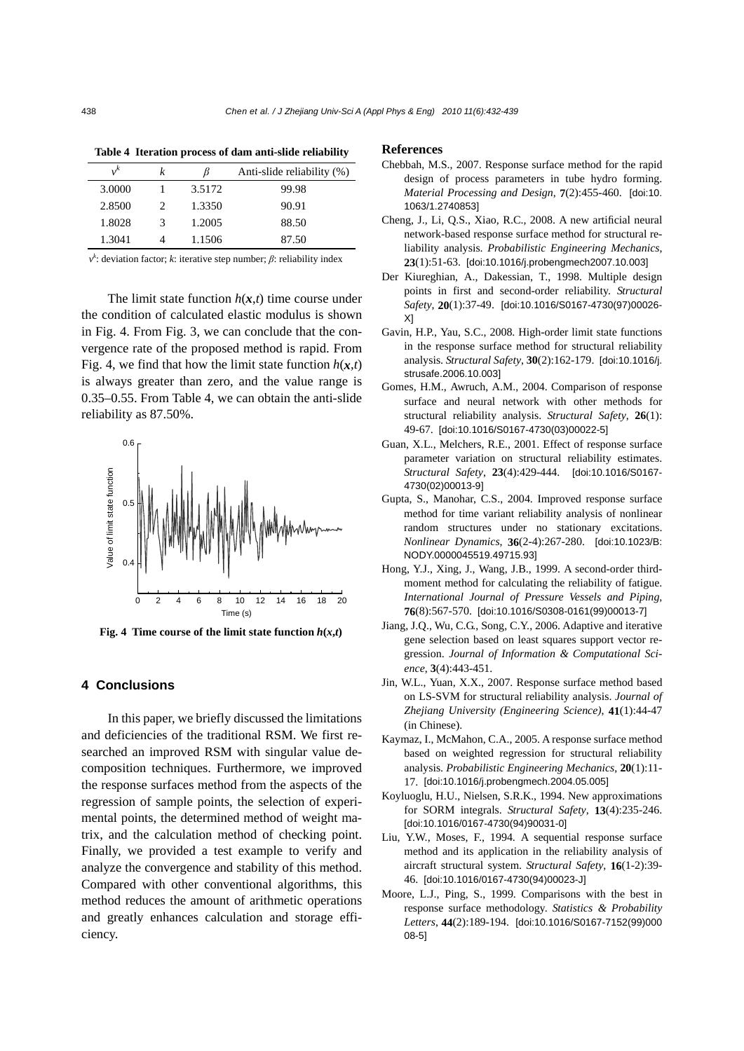**Table 4 Iteration process of dam anti-slide reliability**

| $v^k$ | $k$ | $\beta$ | Anti-slide reliability (%) |
|---|---|---|---|
| 3.0000 | 1 | 3.5172 | 99.98 |
| 2.8500 | 2 | 1.3350 | 90.91 |
| 1.8028 | 3 | 1.2005 | 88.50 |
| 1.3041 | 4 | 1.1506 | 87.50 |

$v^k$: deviation factor; $k$: iterative step number; $\beta$: reliability index

The limit state function $h(\boldsymbol{x},t)$ time course under the condition of calculated elastic modulus is shown in Fig. 4. From Fig. 3, we can conclude that the convergence rate of the proposed method is rapid. From Fig. 4, we find that how the limit state function $h(\boldsymbol{x},t)$ is always greater than zero, and the value range is 0.35–0.55. From Table 4, we can obtain the anti-slide reliability as 87.50%.

**Fig. 4 Time course of the limit state function $h(\boldsymbol{x},t)$**

## 4 Conclusions

In this paper, we briefly discussed the limitations and deficiencies of the traditional RSM. We first researched an improved RSM with singular value decomposition techniques. Furthermore, we improved the response surfaces method from the aspects of the regression of sample points, the selection of experimental points, the determined method of weight matrix, and the calculation method of checking point. Finally, we provided a test example to verify and analyze the convergence and stability of this method. Compared with other conventional algorithms, this method reduces the amount of arithmetic operations and greatly enhances calculation and storage efficiency.

## References

Chebbah, M.S., 2007. Response surface method for the rapid design of process parameters in tube hydro forming. *Material Processing and Design*, **7**(2):455-460. [doi:10.1063/1.2740853]

Cheng, J., Li, Q.S., Xiao, R.C., 2008. A new artificial neural network-based response surface method for structural reliability analysis. *Probabilistic Engineering Mechanics*, **23**(1):51-63. [doi:10.1016/j.probengmech2007.10.003]

Der Kiureghian, A., Dakessian, T., 1998. Multiple design points in first and second-order reliability. *Structural Safety*, **20**(1):37-49. [doi:10.1016/S0167-4730(97)00026-X]

Gavin, H.P., Yau, S.C., 2008. High-order limit state functions in the response surface method for structural reliability analysis. *Structural Safety*, **30**(2):162-179. [doi:10.1016/j.strusafe.2006.10.003]

Gomes, H.M., Awruch, A.M., 2004. Comparison of response surface and neural network with other methods for structural reliability analysis. *Structural Safety*, **26**(1):49-67. [doi:10.1016/S0167-4730(03)00022-5]

Guan, X.L., Melchers, R.E., 2001. Effect of response surface parameter variation on structural reliability estimates. *Structural Safety*, **23**(4):429-444. [doi:10.1016/S0167-4730(02)00013-9]

Gupta, S., Manohar, C.S., 2004. Improved response surface method for time variant reliability analysis of nonlinear random structures under no stationary excitations. *Nonlinear Dynamics*, **36**(2-4):267-280. [doi:10.1023/B:NODY.0000045519.49715.93]

Hong, Y.J., Xing, J., Wang, J.B., 1999. A second-order third-moment method for calculating the reliability of fatigue. *International Journal of Pressure Vessels and Piping*, **76**(8):567-570. [doi:10.1016/S0308-0161(99)00013-7]

Jiang, J.Q., Wu, C.G., Song, C.Y., 2006. Adaptive and iterative gene selection based on least squares support vector regression. *Journal of Information & Computational Science*, **3**(4):443-451.

Jin, W.L., Yuan, X.X., 2007. Response surface method based on LS-SVM for structural reliability analysis. *Journal of Zhejiang University (Engineering Science)*, **41**(1):44-47 (in Chinese).

Kaymaz, I., McMahon, C.A., 2005. A response surface method based on weighted regression for structural reliability analysis. *Probabilistic Engineering Mechanics*, **20**(1):11-17. [doi:10.1016/j.probengmech.2004.05.005]

Koyluoglu, H.U., Nielsen, S.R.K., 1994. New approximations for SORM integrals. *Structural Safety*, **13**(4):235-246. [doi:10.1016/0167-4730(94)90031-0]

Liu, Y.W., Moses, F., 1994. A sequential response surface method and its application in the reliability analysis of aircraft structural system. *Structural Safety*, **16**(1-2):39-46. [doi:10.1016/0167-4730(94)00023-J]

Moore, L.J., Ping, S., 1999. Comparisons with the best in response surface methodology. *Statistics & Probability Letters*, **44**(2):189-194. [doi:10.1016/S0167-7152(99)00008-5]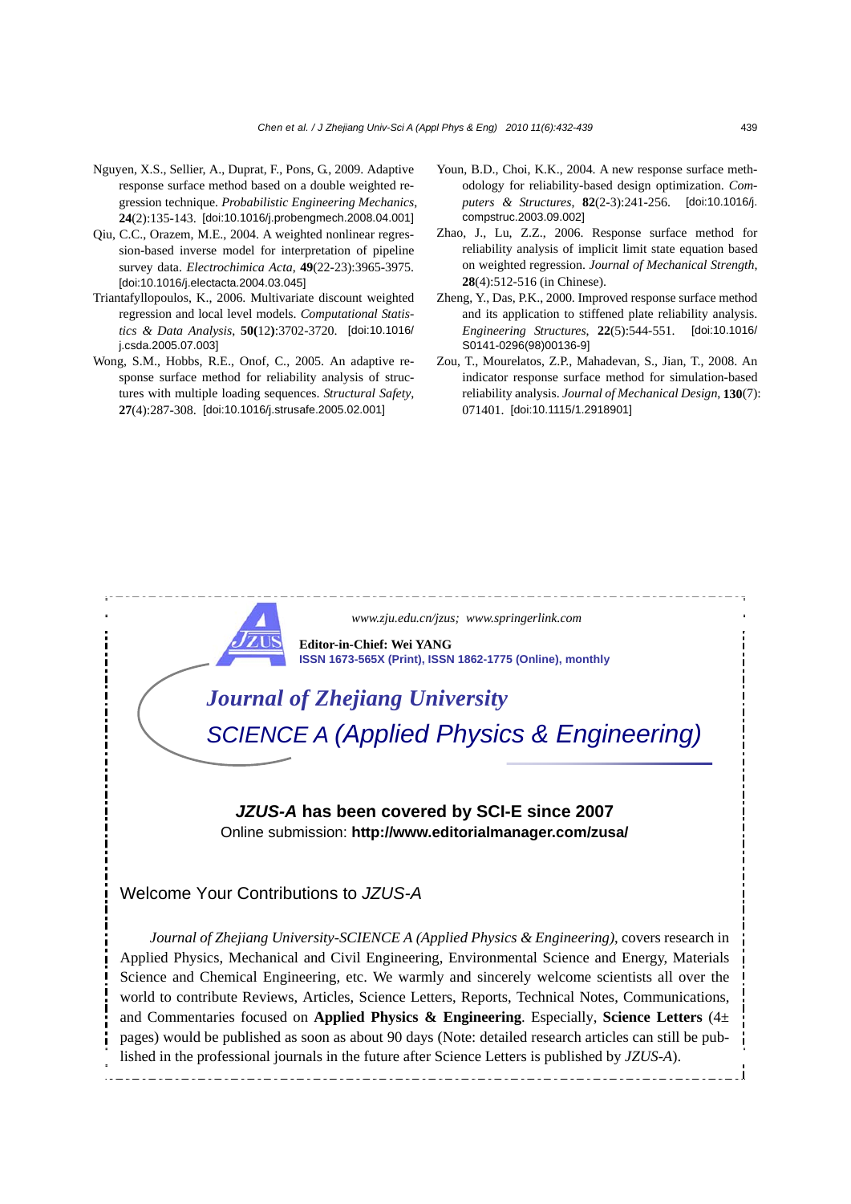Nguyen, X.S., Sellier, A., Duprat, F., Pons, G., 2009. Adaptive response surface method based on a double weighted regression technique. *Probabilistic Engineering Mechanics*, **24**(2):135-143. [doi:10.1016/j.probengmech.2008.04.001]

Qiu, C.C., Orazem, M.E., 2004. A weighted nonlinear regression-based inverse model for interpretation of pipeline survey data. *Electrochimica Acta*, **49**(22-23):3965-3975. [doi:10.1016/j.electacta.2004.03.045]

Triantafyllopoulos, K., 2006. Multivariate discount weighted regression and local level models. *Computational Statistics & Data Analysis*, **50**(12):3702-3720. [doi:10.1016/j.csda.2005.07.003]

Wong, S.M., Hobbs, R.E., Onof, C., 2005. An adaptive response surface method for reliability analysis of structures with multiple loading sequences. *Structural Safety*, **27**(4):287-308. [doi:10.1016/j.strusafe.2005.02.001]

Youn, B.D., Choi, K.K., 2004. A new response surface methodology for reliability-based design optimization. *Computers & Structures*, **82**(2-3):241-256. [doi:10.1016/j.compstruc.2003.09.002]

Zhao, J., Lu, Z.Z., 2006. Response surface method for reliability analysis of implicit limit state equation based on weighted regression. *Journal of Mechanical Strength*, **28**(4):512-516 (in Chinese).

Zheng, Y., Das, P.K., 2000. Improved response surface method and its application to stiffened plate reliability analysis. *Engineering Structures*, **22**(5):544-551. [doi:10.1016/S0141-0296(98)00136-9]

Zou, T., Mourelatos, Z.P., Mahadevan, S., Jian, T., 2008. An indicator response surface method for simulation-based reliability analysis. *Journal of Mechanical Design*, **130**(7):071401. [doi:10.1115/1.2918901]

---

*www.zju.edu.cn/jzus; www.springerlink.com*

**Editor-in-Chief: Wei YANG**
**ISSN 1673-565X (Print), ISSN 1862-1775 (Online), monthly**

## *Journal of Zhejiang University SCIENCE A (Applied Physics & Engineering)*

***JZUS-A*** **has been covered by SCI-E since 2007**

Online submission: **http://www.editorialmanager.com/zusa/**

### Welcome Your Contributions to *JZUS-A*

*Journal of Zhejiang University-SCIENCE A (Applied Physics & Engineering)*, covers research in Applied Physics, Mechanical and Civil Engineering, Environmental Science and Energy, Materials Science and Chemical Engineering, etc. We warmly and sincerely welcome scientists all over the world to contribute Reviews, Articles, Science Letters, Reports, Technical Notes, Communications, and Commentaries focused on **Applied Physics & Engineering**. Especially, **Science Letters** (4± pages) would be published as soon as about 90 days (Note: detailed research articles can still be published in the professional journals in the future after Science Letters is published by *JZUS-A*).